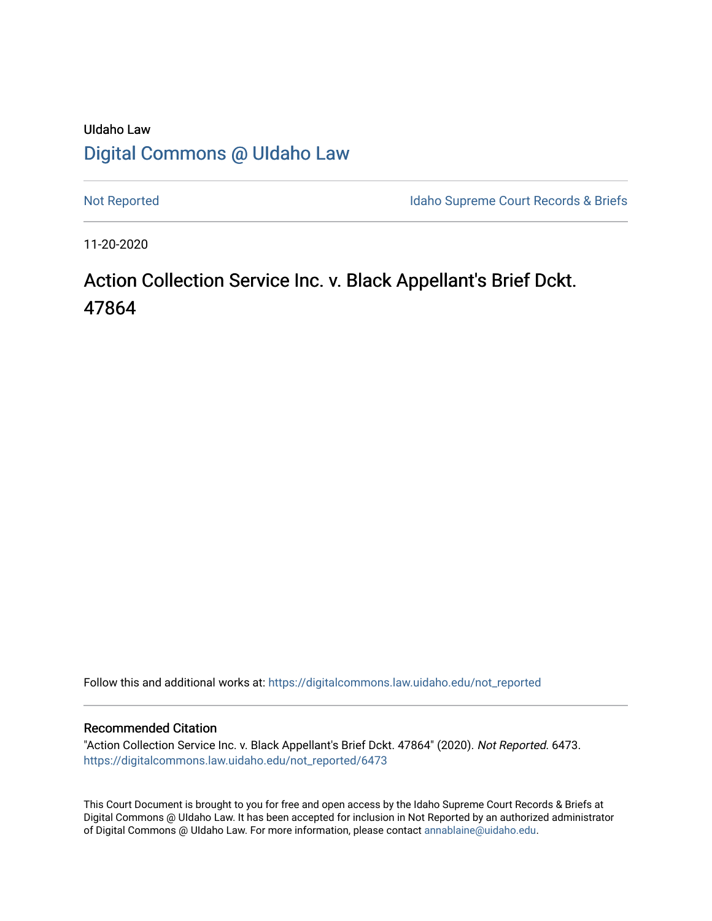UIdaho Law

# Digital Commons @ UIdaho Law

Not Reported | Idaho Supreme Court Records & Briefs

11-20-2020

## Action Collection Service Inc. v. Black Appellant's Brief Dckt. 47864

Follow this and additional works at: https://digitalcommons.law.uidaho.edu/not_reported

### Recommended Citation

"Action Collection Service Inc. v. Black Appellant's Brief Dckt. 47864" (2020). *Not Reported*. 6473.
https://digitalcommons.law.uidaho.edu/not_reported/6473

This Court Document is brought to you for free and open access by the Idaho Supreme Court Records & Briefs at Digital Commons @ UIdaho Law. It has been accepted for inclusion in Not Reported by an authorized administrator of Digital Commons @ UIdaho Law. For more information, please contact annablaine@uidaho.edu.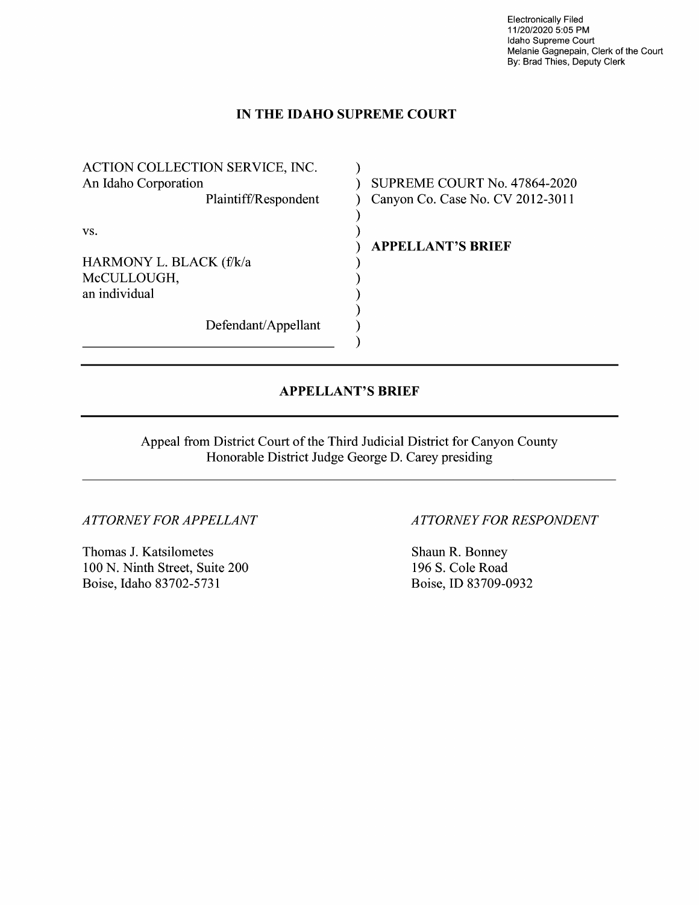Electronically Filed
11/20/2020 5:05 PM
Idaho Supreme Court
Melanie Gagnepain, Clerk of the Court
By: Brad Thies, Deputy Clerk

# IN THE IDAHO SUPREME COURT

| | |
|---|---|
| ACTION COLLECTION SERVICE, INC.<br>An Idaho Corporation<br>Plaintiff/Respondent<br><br>vs.<br><br>HARMONY L. BLACK (f/k/a McCULLOUGH,<br>an individual<br><br>Defendant/Appellant | SUPREME COURT No. 47864-2020<br>Canyon Co. Case No. CV 2012-3011<br><br>**APPELLANT'S BRIEF** |

---

## APPELLANT'S BRIEF

---

Appeal from District Court of the Third Judicial District for Canyon County
Honorable District Judge George D. Carey presiding

---

| *ATTORNEY FOR APPELLANT* | *ATTORNEY FOR RESPONDENT* |
|---|---|
| Thomas J. Katsilometes<br>100 N. Ninth Street, Suite 200<br>Boise, Idaho 83702-5731 | Shaun R. Bonney<br>196 S. Cole Road<br>Boise, ID 83709-0932 |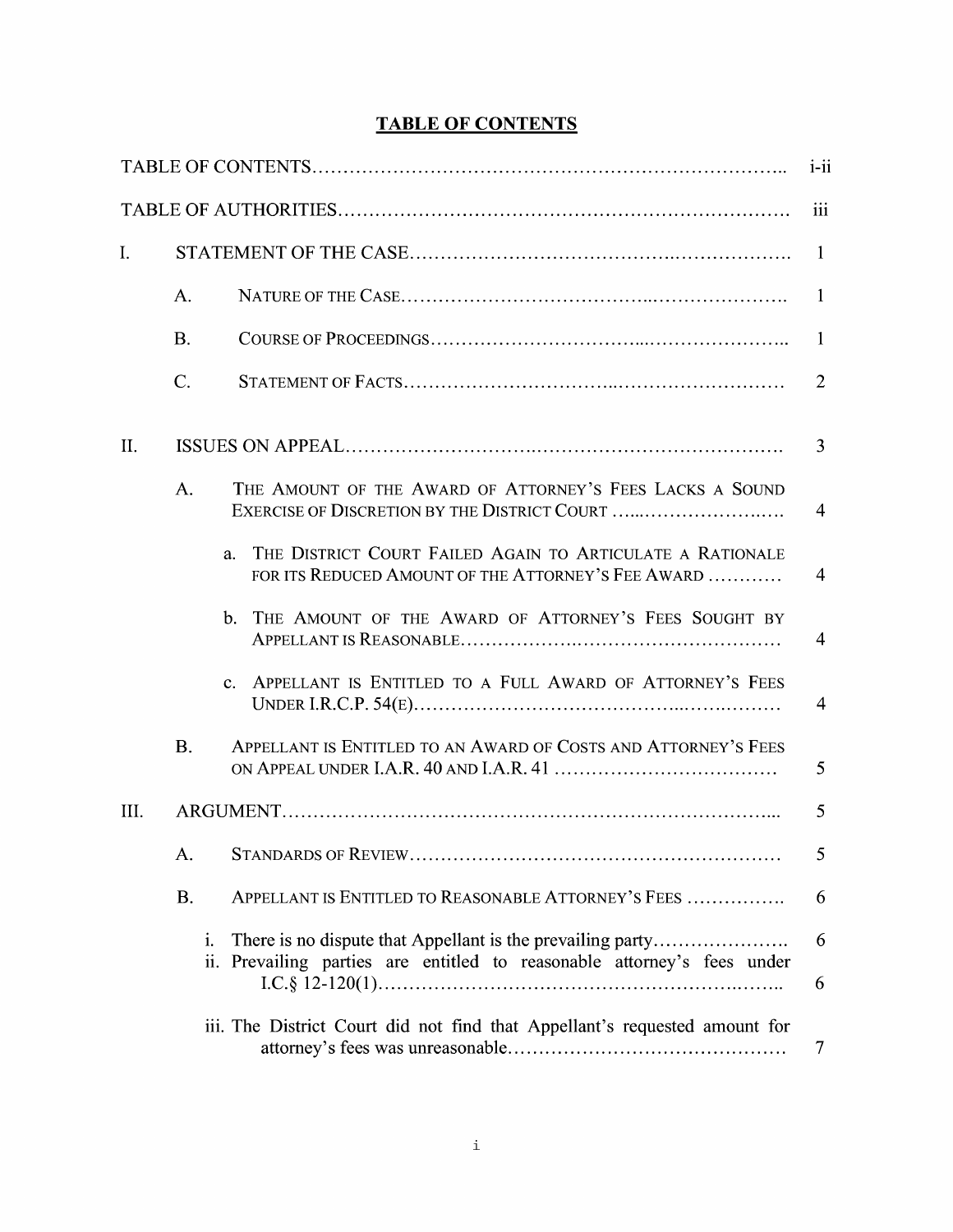# TABLE OF CONTENTS

| | |
|---|---|
| TABLE OF CONTENTS | i-ii |
| TABLE OF AUTHORITIES | iii |
| I. STATEMENT OF THE CASE | 1 |
| A. NATURE OF THE CASE | 1 |
| B. COURSE OF PROCEEDINGS | 1 |
| C. STATEMENT OF FACTS | 2 |
| II. ISSUES ON APPEAL | 3 |
| A. THE AMOUNT OF THE AWARD OF ATTORNEY'S FEES LACKS A SOUND EXERCISE OF DISCRETION BY THE DISTRICT COURT | 4 |
| a. THE DISTRICT COURT FAILED AGAIN TO ARTICULATE A RATIONALE FOR ITS REDUCED AMOUNT OF THE ATTORNEY'S FEE AWARD | 4 |
| b. THE AMOUNT OF THE AWARD OF ATTORNEY'S FEES SOUGHT BY APPELLANT IS REASONABLE | 4 |
| c. APPELLANT IS ENTITLED TO A FULL AWARD OF ATTORNEY'S FEES UNDER I.R.C.P. 54(E) | 4 |
| B. APPELLANT IS ENTITLED TO AN AWARD OF COSTS AND ATTORNEY'S FEES ON APPEAL UNDER I.A.R. 40 AND I.A.R. 41 | 5 |
| III. ARGUMENT | 5 |
| A. STANDARDS OF REVIEW | 5 |
| B. APPELLANT IS ENTITLED TO REASONABLE ATTORNEY'S FEES | 6 |
| i. There is no dispute that Appellant is the prevailing party | 6 |
| ii. Prevailing parties are entitled to reasonable attorney's fees under I.C.§ 12-120(1) | 6 |
| iii. The District Court did not find that Appellant's requested amount for attorney's fees was unreasonable | 7 |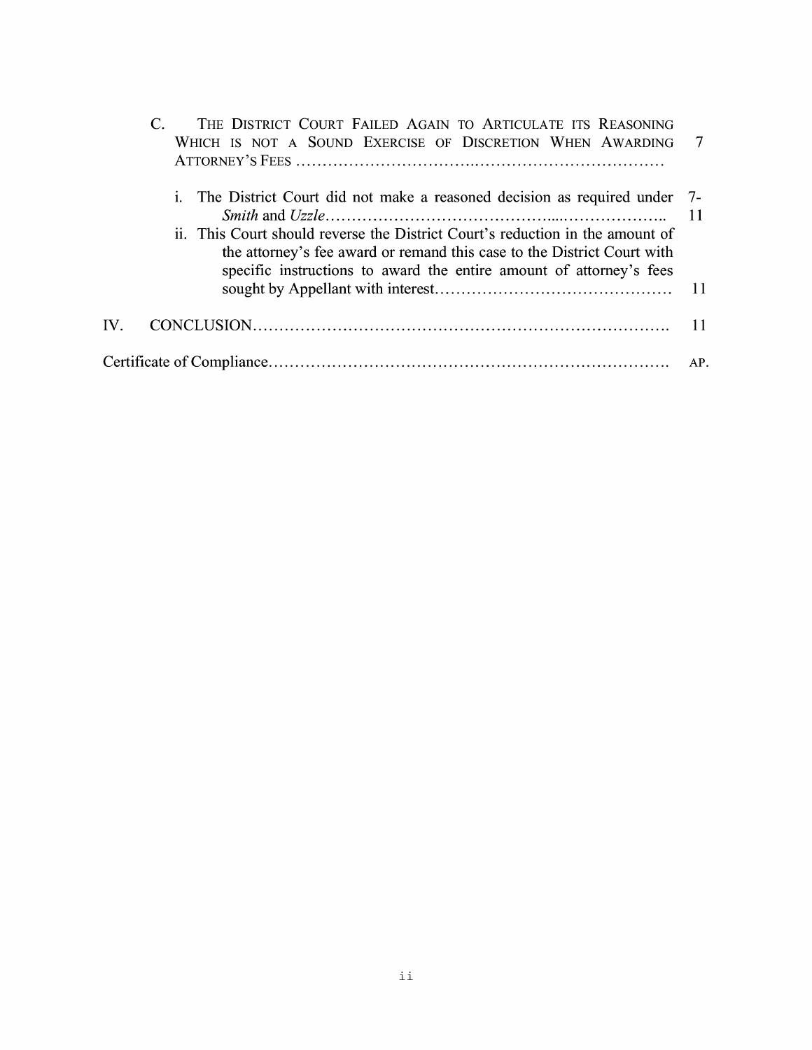| | | |
|---|---|---|
| C. | THE DISTRICT COURT FAILED AGAIN TO ARTICULATE ITS REASONING WHICH IS NOT A SOUND EXERCISE OF DISCRETION WHEN AWARDING ATTORNEY'S FEES ………………………………………………………………… | 7 |
| | i. The District Court did not make a reasoned decision as required under *Smith* and *Uzzle*……………………………………………………………… | 7-11 |
| | ii. This Court should reverse the District Court's reduction in the amount of the attorney's fee award or remand this case to the District Court with specific instructions to award the entire amount of attorney's fees sought by Appellant with interest……………………………………… | 11 |
| IV. | CONCLUSION…………………………………………………………………… | 11 |
| | Certificate of Compliance…………………………………………………………… | AP. |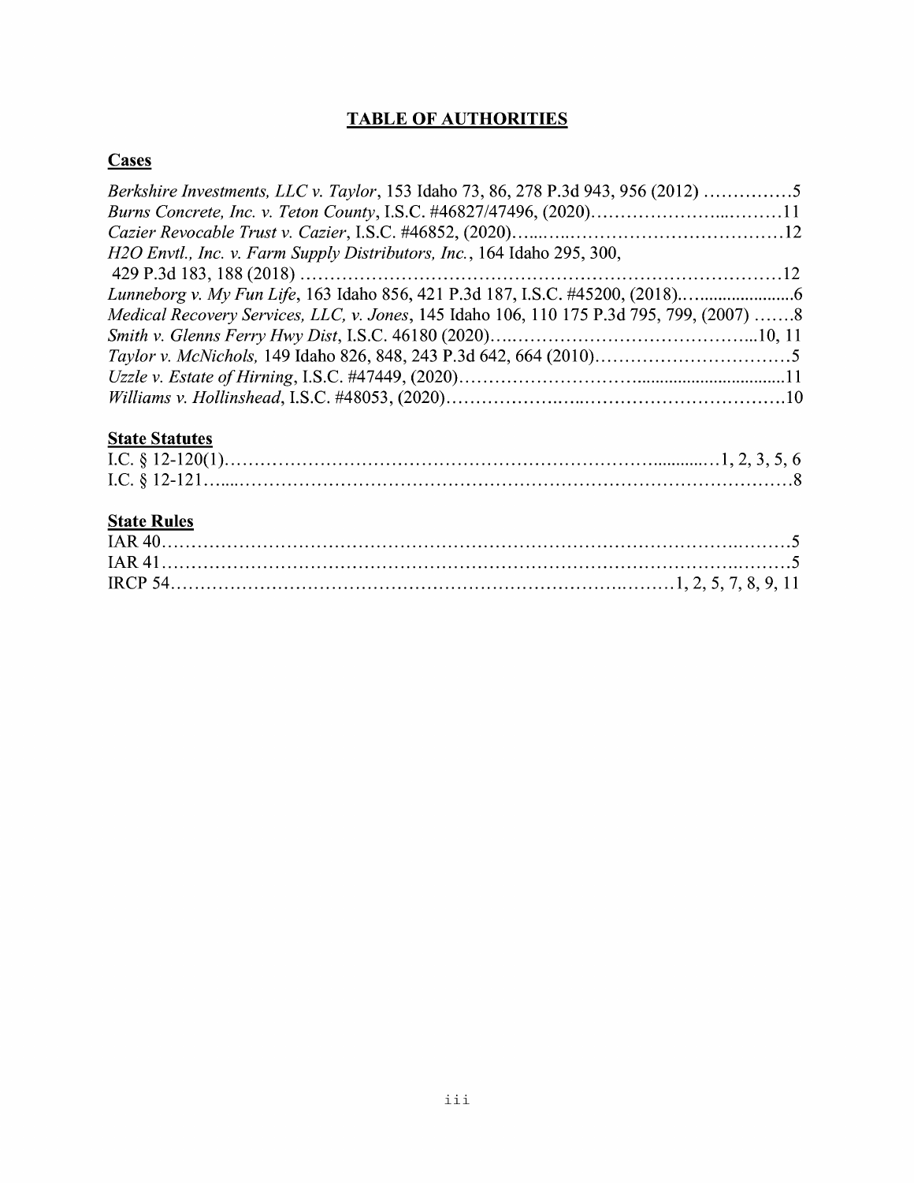# TABLE OF AUTHORITIES

## Cases

*Berkshire Investments, LLC v. Taylor*, 153 Idaho 73, 86, 278 P.3d 943, 956 (2012) ……………5
*Burns Concrete, Inc. v. Teton County*, I.S.C. #46827/47496, (2020)…………………...………11
*Cazier Revocable Trust v. Cazier*, I.S.C. #46852, (2020)…...…..………………………………12
*H2O Envtl., Inc. v. Farm Supply Distributors, Inc.*, 164 Idaho 295, 300,
429 P.3d 183, 188 (2018) ………………………………………………………………………12
*Lunneborg v. My Fun Life*, 163 Idaho 856, 421 P.3d 187, I.S.C. #45200, (2018).….....................6
*Medical Recovery Services, LLC, v. Jones*, 145 Idaho 106, 110 175 P.3d 795, 799, (2007) …….8
*Smith v. Glenns Ferry Hwy Dist*, I.S.C. 46180 (2020)….…………………………………...10, 11
*Taylor v. McNichols,* 149 Idaho 826, 848, 243 P.3d 642, 664 (2010)……………………………5
*Uzzle v. Estate of Hirning*, I.S.C. #47449, (2020)………………………….................................11
*Williams v. Hollinshead*, I.S.C. #48053, (2020)…………………..…..……………………………10

## State Statutes

I.C. § 12-120(1)………………………………………………………………...........…1, 2, 3, 5, 6
I.C. § 12-121…....……………………………………………………………………………………8

## State Rules

IAR 40……………………………………………………………………………………….………5
IAR 41……………………………………………………………………………………….………5
IRCP 54…………………………………………………………………….………1, 2, 5, 7, 8, 9, 11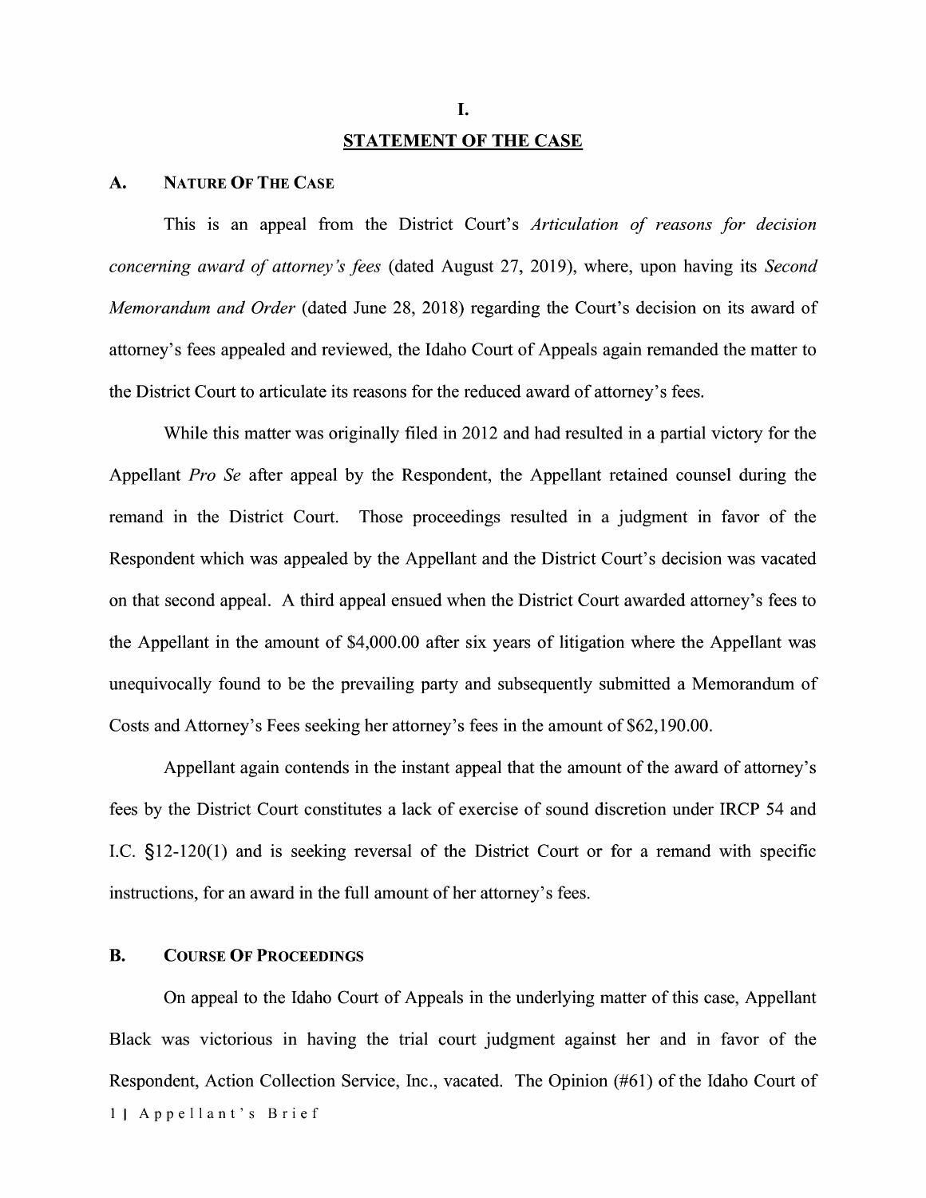# I.

# STATEMENT OF THE CASE

## A. Nature Of The Case

This is an appeal from the District Court's *Articulation of reasons for decision concerning award of attorney's fees* (dated August 27, 2019), where, upon having its *Second Memorandum and Order* (dated June 28, 2018) regarding the Court's decision on its award of attorney's fees appealed and reviewed, the Idaho Court of Appeals again remanded the matter to the District Court to articulate its reasons for the reduced award of attorney's fees.

While this matter was originally filed in 2012 and had resulted in a partial victory for the Appellant *Pro Se* after appeal by the Respondent, the Appellant retained counsel during the remand in the District Court. Those proceedings resulted in a judgment in favor of the Respondent which was appealed by the Appellant and the District Court's decision was vacated on that second appeal. A third appeal ensued when the District Court awarded attorney's fees to the Appellant in the amount of $4,000.00 after six years of litigation where the Appellant was unequivocally found to be the prevailing party and subsequently submitted a Memorandum of Costs and Attorney's Fees seeking her attorney's fees in the amount of $62,190.00.

Appellant again contends in the instant appeal that the amount of the award of attorney's fees by the District Court constitutes a lack of exercise of sound discretion under IRCP 54 and I.C. §12-120(1) and is seeking reversal of the District Court or for a remand with specific instructions, for an award in the full amount of her attorney's fees.

## B. Course Of Proceedings

On appeal to the Idaho Court of Appeals in the underlying matter of this case, Appellant Black was victorious in having the trial court judgment against her and in favor of the Respondent, Action Collection Service, Inc., vacated. The Opinion (#61) of the Idaho Court of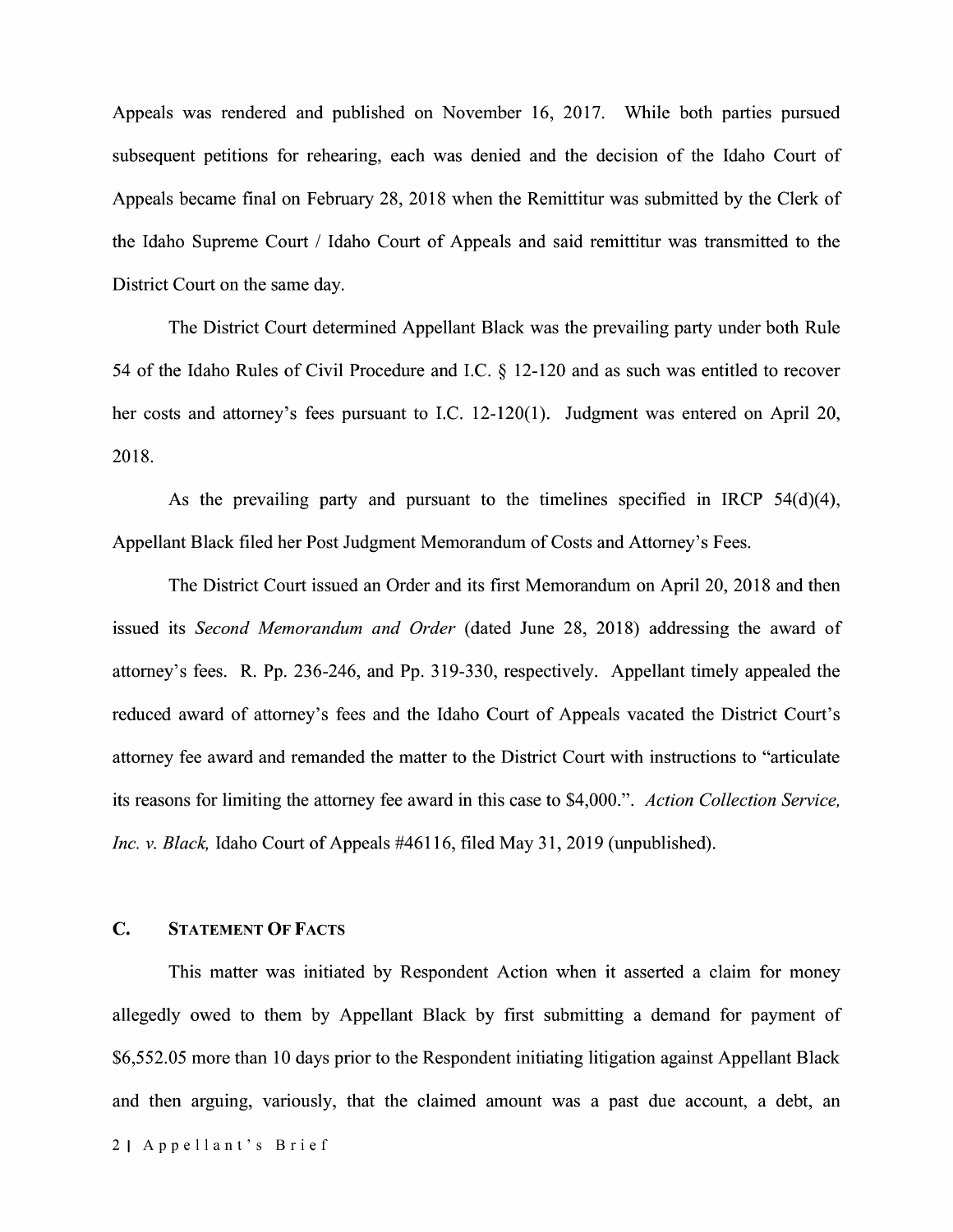Appeals was rendered and published on November 16, 2017. While both parties pursued subsequent petitions for rehearing, each was denied and the decision of the Idaho Court of Appeals became final on February 28, 2018 when the Remittitur was submitted by the Clerk of the Idaho Supreme Court / Idaho Court of Appeals and said remittitur was transmitted to the District Court on the same day.

The District Court determined Appellant Black was the prevailing party under both Rule 54 of the Idaho Rules of Civil Procedure and I.C. § 12-120 and as such was entitled to recover her costs and attorney's fees pursuant to I.C. 12-120(1). Judgment was entered on April 20, 2018.

As the prevailing party and pursuant to the timelines specified in IRCP 54(d)(4), Appellant Black filed her Post Judgment Memorandum of Costs and Attorney's Fees.

The District Court issued an Order and its first Memorandum on April 20, 2018 and then issued its *Second Memorandum and Order* (dated June 28, 2018) addressing the award of attorney's fees. R. Pp. 236-246, and Pp. 319-330, respectively. Appellant timely appealed the reduced award of attorney's fees and the Idaho Court of Appeals vacated the District Court's attorney fee award and remanded the matter to the District Court with instructions to "articulate its reasons for limiting the attorney fee award in this case to $4,000.". *Action Collection Service, Inc. v. Black,* Idaho Court of Appeals #46116, filed May 31, 2019 (unpublished).

## C. Statement Of Facts

This matter was initiated by Respondent Action when it asserted a claim for money allegedly owed to them by Appellant Black by first submitting a demand for payment of $6,552.05 more than 10 days prior to the Respondent initiating litigation against Appellant Black and then arguing, variously, that the claimed amount was a past due account, a debt, an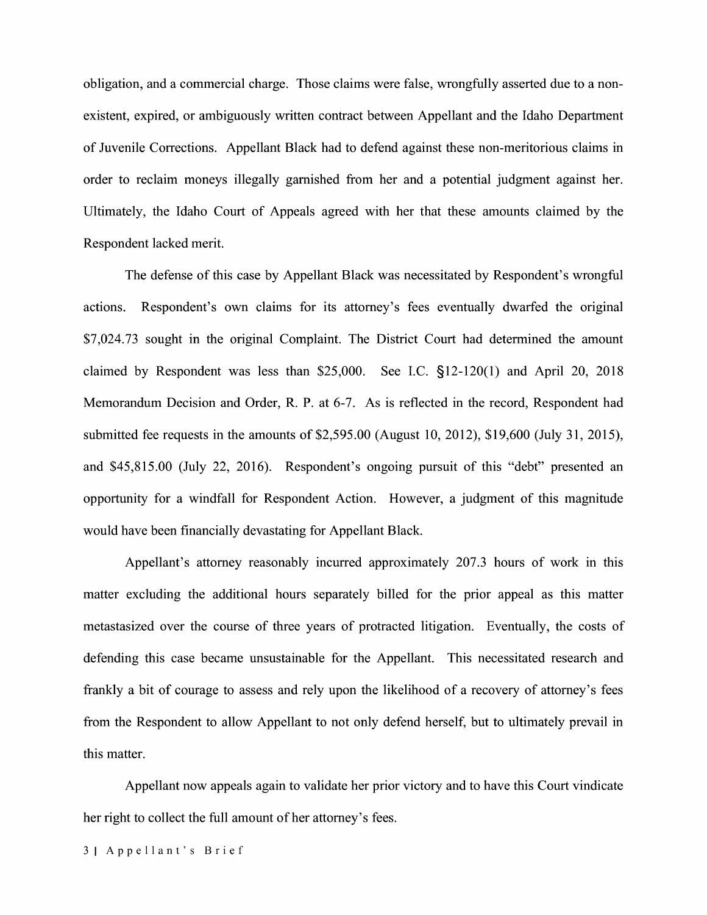obligation, and a commercial charge. Those claims were false, wrongfully asserted due to a non-existent, expired, or ambiguously written contract between Appellant and the Idaho Department of Juvenile Corrections. Appellant Black had to defend against these non-meritorious claims in order to reclaim moneys illegally garnished from her and a potential judgment against her. Ultimately, the Idaho Court of Appeals agreed with her that these amounts claimed by the Respondent lacked merit.

The defense of this case by Appellant Black was necessitated by Respondent's wrongful actions. Respondent's own claims for its attorney's fees eventually dwarfed the original $7,024.73 sought in the original Complaint. The District Court had determined the amount claimed by Respondent was less than $25,000. See I.C. §12-120(1) and April 20, 2018 Memorandum Decision and Order, R. P. at 6-7. As is reflected in the record, Respondent had submitted fee requests in the amounts of $2,595.00 (August 10, 2012), $19,600 (July 31, 2015), and $45,815.00 (July 22, 2016). Respondent's ongoing pursuit of this "debt" presented an opportunity for a windfall for Respondent Action. However, a judgment of this magnitude would have been financially devastating for Appellant Black.

Appellant's attorney reasonably incurred approximately 207.3 hours of work in this matter excluding the additional hours separately billed for the prior appeal as this matter metastasized over the course of three years of protracted litigation. Eventually, the costs of defending this case became unsustainable for the Appellant. This necessitated research and frankly a bit of courage to assess and rely upon the likelihood of a recovery of attorney's fees from the Respondent to allow Appellant to not only defend herself, but to ultimately prevail in this matter.

Appellant now appeals again to validate her prior victory and to have this Court vindicate her right to collect the full amount of her attorney's fees.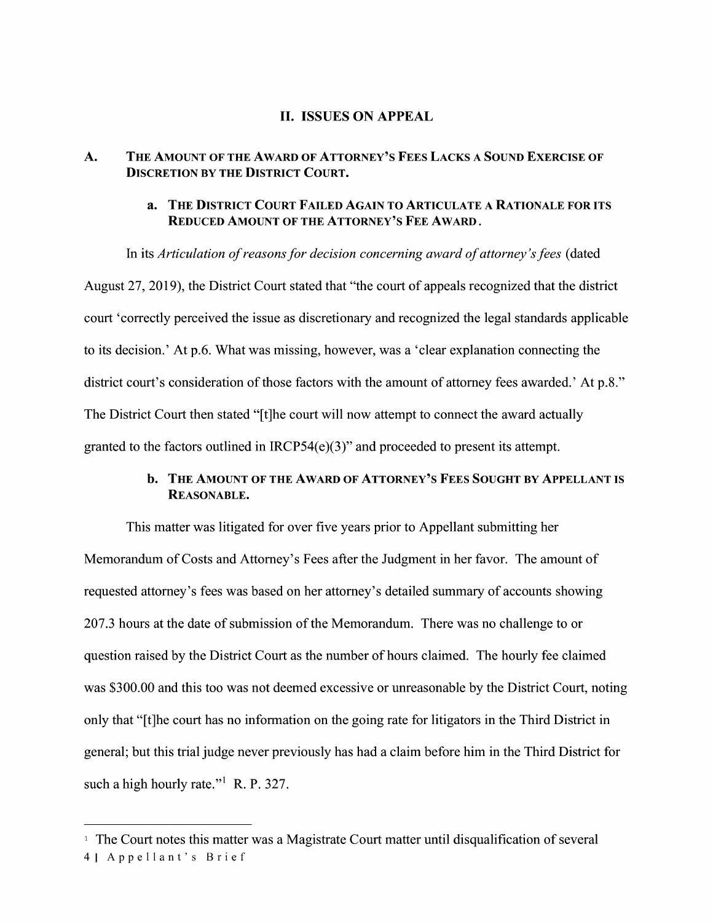## II. ISSUES ON APPEAL

### A. The Amount of the Award of Attorney's Fees Lacks a Sound Exercise of Discretion by the District Court.

#### a. The District Court Failed Again to Articulate a Rationale for its Reduced Amount of the Attorney's Fee Award.

In its *Articulation of reasons for decision concerning award of attorney's fees* (dated August 27, 2019), the District Court stated that "the court of appeals recognized that the district court 'correctly perceived the issue as discretionary and recognized the legal standards applicable to its decision.' At p.6. What was missing, however, was a 'clear explanation connecting the district court's consideration of those factors with the amount of attorney fees awarded.' At p.8." The District Court then stated "[t]he court will now attempt to connect the award actually granted to the factors outlined in IRCP54(e)(3)" and proceeded to present its attempt.

#### b. The Amount of the Award of Attorney's Fees Sought by Appellant is Reasonable.

This matter was litigated for over five years prior to Appellant submitting her Memorandum of Costs and Attorney's Fees after the Judgment in her favor. The amount of requested attorney's fees was based on her attorney's detailed summary of accounts showing 207.3 hours at the date of submission of the Memorandum. There was no challenge to or question raised by the District Court as the number of hours claimed. The hourly fee claimed was $300.00 and this too was not deemed excessive or unreasonable by the District Court, noting only that "[t]he court has no information on the going rate for litigators in the Third District in general; but this trial judge never previously has had a claim before him in the Third District for such a high hourly rate."[1] R. P. 327.

[1] The Court notes this matter was a Magistrate Court matter until disqualification of several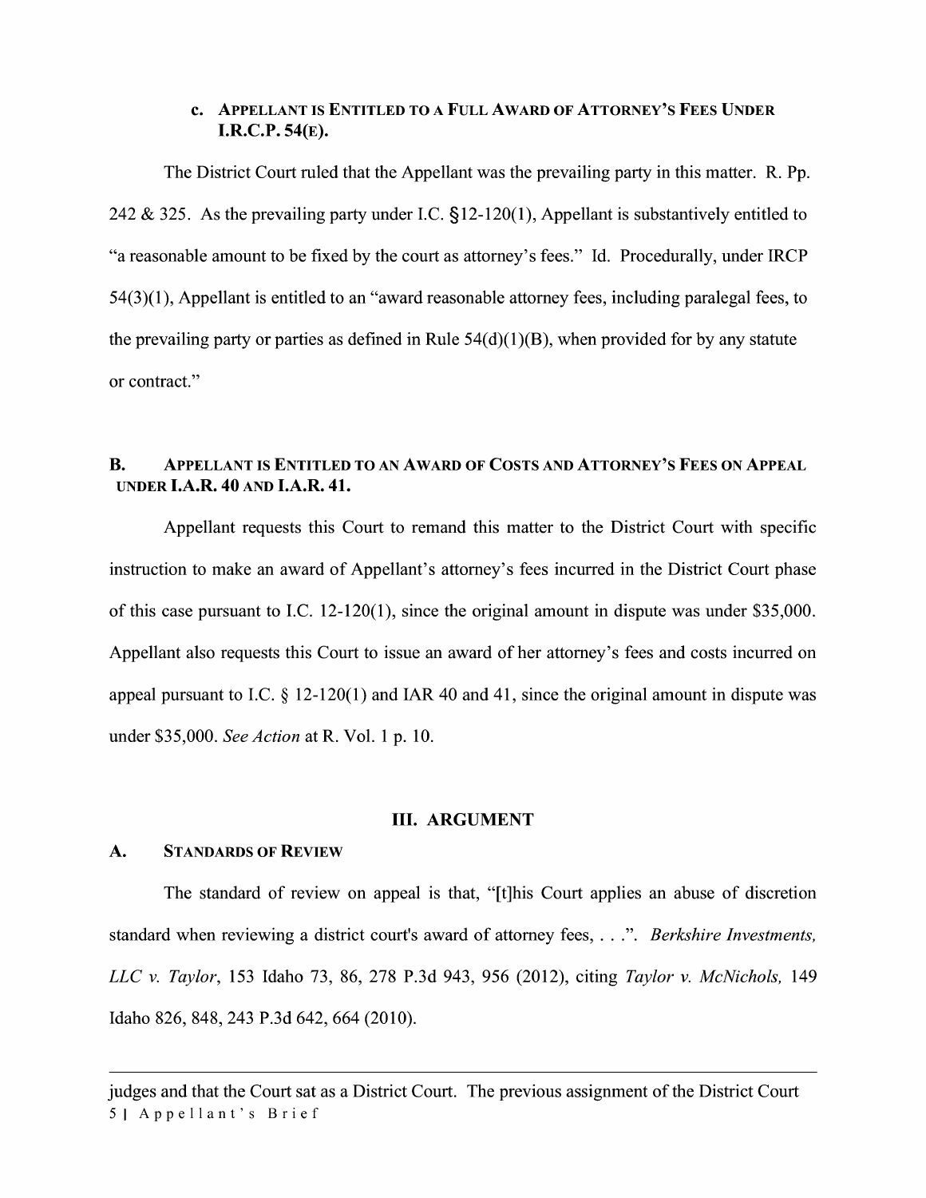### c. Appellant is Entitled to a Full Award of Attorney's Fees Under I.R.C.P. 54(e).

The District Court ruled that the Appellant was the prevailing party in this matter. R. Pp. 242 & 325. As the prevailing party under I.C. §12-120(1), Appellant is substantively entitled to "a reasonable amount to be fixed by the court as attorney's fees." Id. Procedurally, under IRCP 54(3)(1), Appellant is entitled to an "award reasonable attorney fees, including paralegal fees, to the prevailing party or parties as defined in Rule 54(d)(1)(B), when provided for by any statute or contract."

## B. Appellant is Entitled to an Award of Costs and Attorney's Fees on Appeal under I.A.R. 40 and I.A.R. 41.

Appellant requests this Court to remand this matter to the District Court with specific instruction to make an award of Appellant's attorney's fees incurred in the District Court phase of this case pursuant to I.C. 12-120(1), since the original amount in dispute was under $35,000. Appellant also requests this Court to issue an award of her attorney's fees and costs incurred on appeal pursuant to I.C. § 12-120(1) and IAR 40 and 41, since the original amount in dispute was under $35,000. *See Action* at R. Vol. 1 p. 10.

# III. ARGUMENT

## A. Standards of Review

The standard of review on appeal is that, "[t]his Court applies an abuse of discretion standard when reviewing a district court's award of attorney fees, . . .". *Berkshire Investments, LLC v. Taylor*, 153 Idaho 73, 86, 278 P.3d 943, 956 (2012), citing *Taylor v. McNichols,* 149 Idaho 826, 848, 243 P.3d 642, 664 (2010).

---

judges and that the Court sat as a District Court. The previous assignment of the District Court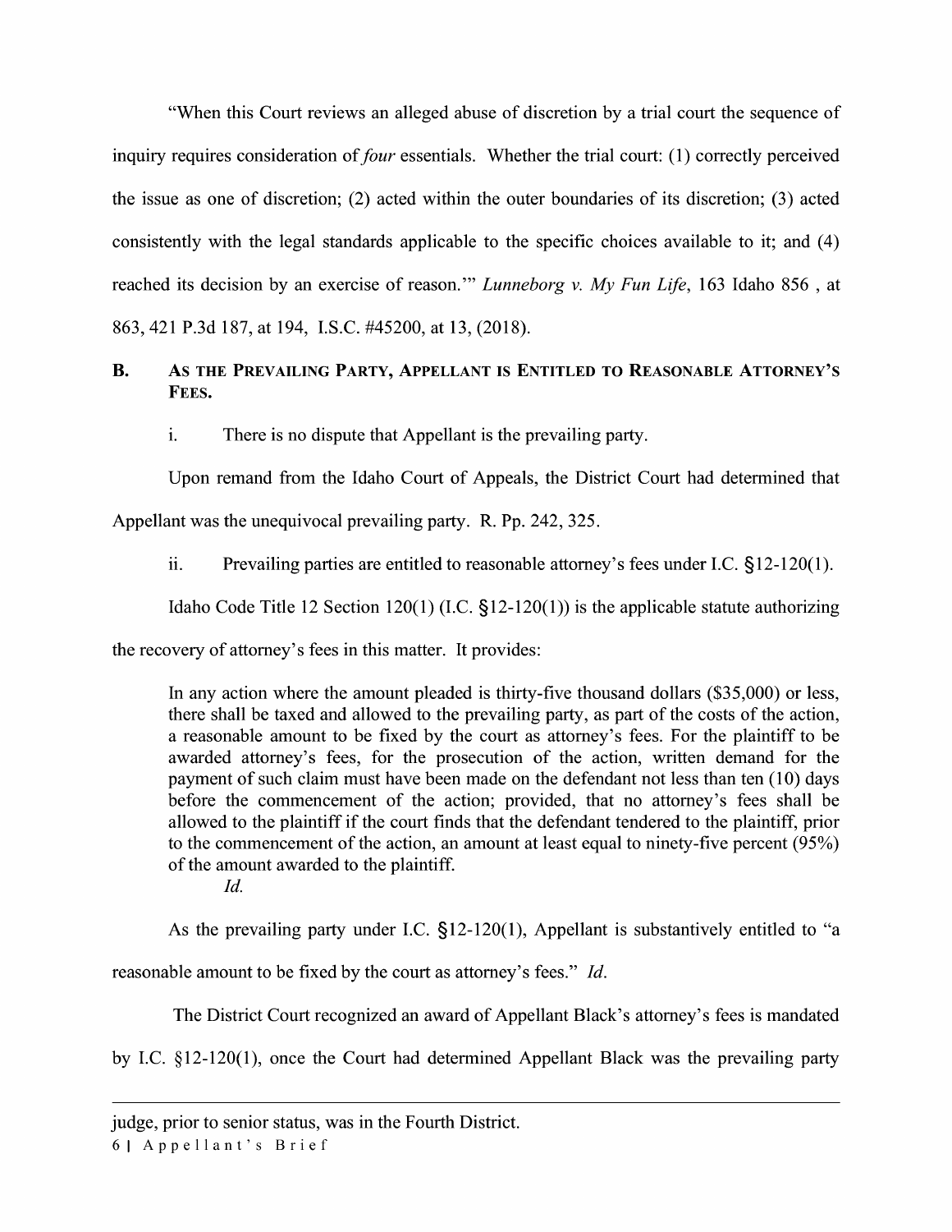"When this Court reviews an alleged abuse of discretion by a trial court the sequence of inquiry requires consideration of *four* essentials. Whether the trial court: (1) correctly perceived the issue as one of discretion; (2) acted within the outer boundaries of its discretion; (3) acted consistently with the legal standards applicable to the specific choices available to it; and (4) reached its decision by an exercise of reason.'" *Lunneborg v. My Fun Life*, 163 Idaho 856 , at 863, 421 P.3d 187, at 194, I.S.C. #45200, at 13, (2018).

### B. As the Prevailing Party, Appellant is Entitled to Reasonable Attorney's Fees.

i. There is no dispute that Appellant is the prevailing party.

Upon remand from the Idaho Court of Appeals, the District Court had determined that Appellant was the unequivocal prevailing party. R. Pp. 242, 325.

ii. Prevailing parties are entitled to reasonable attorney's fees under I.C. §12-120(1).

Idaho Code Title 12 Section 120(1) (I.C. §12-120(1)) is the applicable statute authorizing the recovery of attorney's fees in this matter. It provides:

> In any action where the amount pleaded is thirty-five thousand dollars ($35,000) or less, there shall be taxed and allowed to the prevailing party, as part of the costs of the action, a reasonable amount to be fixed by the court as attorney's fees. For the plaintiff to be awarded attorney's fees, for the prosecution of the action, written demand for the payment of such claim must have been made on the defendant not less than ten (10) days before the commencement of the action; provided, that no attorney's fees shall be allowed to the plaintiff if the court finds that the defendant tendered to the plaintiff, prior to the commencement of the action, an amount at least equal to ninety-five percent (95%) of the amount awarded to the plaintiff.
>
> *Id.*

As the prevailing party under I.C. §12-120(1), Appellant is substantively entitled to "a reasonable amount to be fixed by the court as attorney's fees." *Id.*

The District Court recognized an award of Appellant Black's attorney's fees is mandated by I.C. §12-120(1), once the Court had determined Appellant Black was the prevailing party

---

judge, prior to senior status, was in the Fourth District.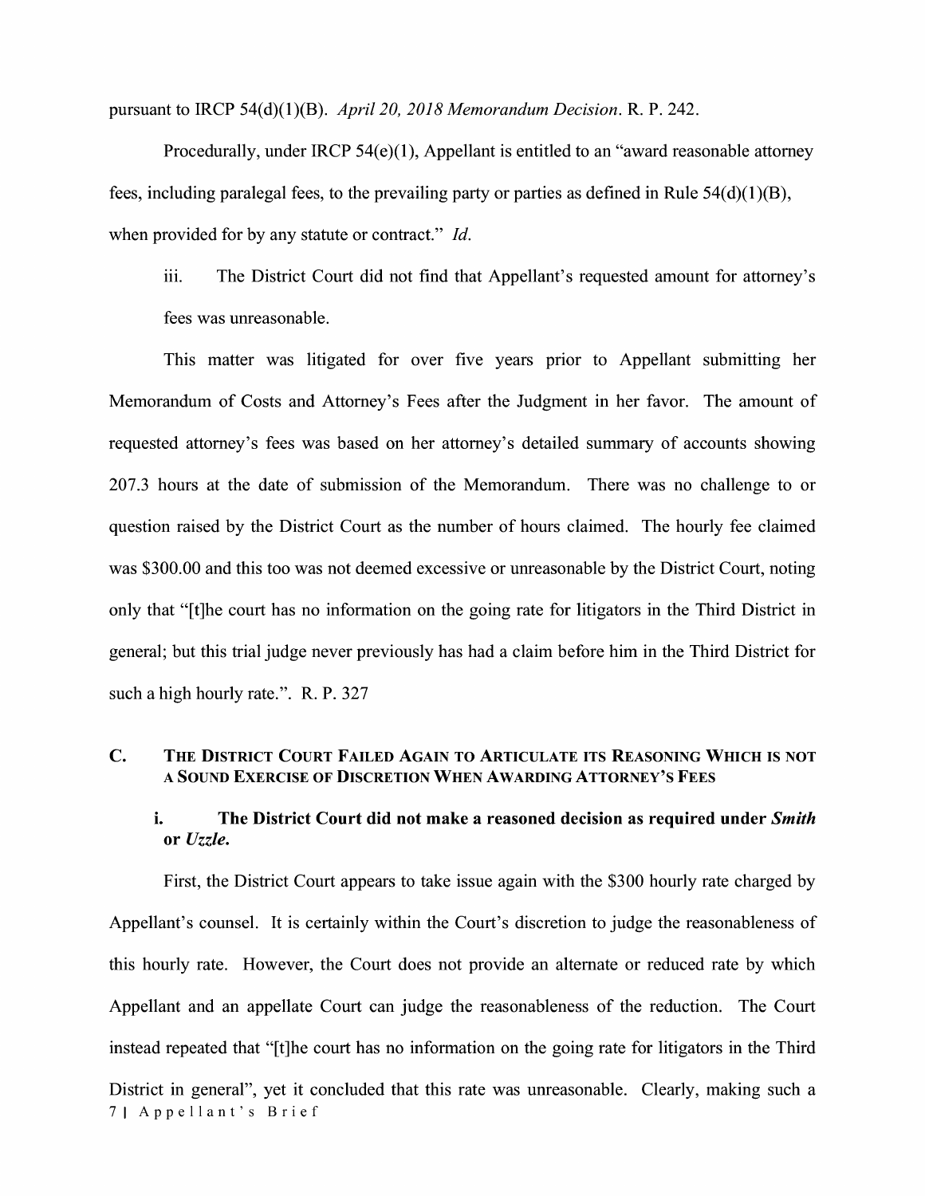pursuant to IRCP 54(d)(1)(B). *April 20, 2018 Memorandum Decision*. R. P. 242.

Procedurally, under IRCP 54(e)(1), Appellant is entitled to an "award reasonable attorney fees, including paralegal fees, to the prevailing party or parties as defined in Rule 54(d)(1)(B), when provided for by any statute or contract." *Id.*

iii. The District Court did not find that Appellant's requested amount for attorney's fees was unreasonable.

This matter was litigated for over five years prior to Appellant submitting her Memorandum of Costs and Attorney's Fees after the Judgment in her favor. The amount of requested attorney's fees was based on her attorney's detailed summary of accounts showing 207.3 hours at the date of submission of the Memorandum. There was no challenge to or question raised by the District Court as the number of hours claimed. The hourly fee claimed was $300.00 and this too was not deemed excessive or unreasonable by the District Court, noting only that "[t]he court has no information on the going rate for litigators in the Third District in general; but this trial judge never previously has had a claim before him in the Third District for such a high hourly rate.". R. P. 327

### C. THE DISTRICT COURT FAILED AGAIN TO ARTICULATE ITS REASONING WHICH IS NOT A SOUND EXERCISE OF DISCRETION WHEN AWARDING ATTORNEY'S FEES

#### i. The District Court did not make a reasoned decision as required under *Smith* or *Uzzle*.

First, the District Court appears to take issue again with the $300 hourly rate charged by Appellant's counsel. It is certainly within the Court's discretion to judge the reasonableness of this hourly rate. However, the Court does not provide an alternate or reduced rate by which Appellant and an appellate Court can judge the reasonableness of the reduction. The Court instead repeated that "[t]he court has no information on the going rate for litigators in the Third District in general", yet it concluded that this rate was unreasonable. Clearly, making such a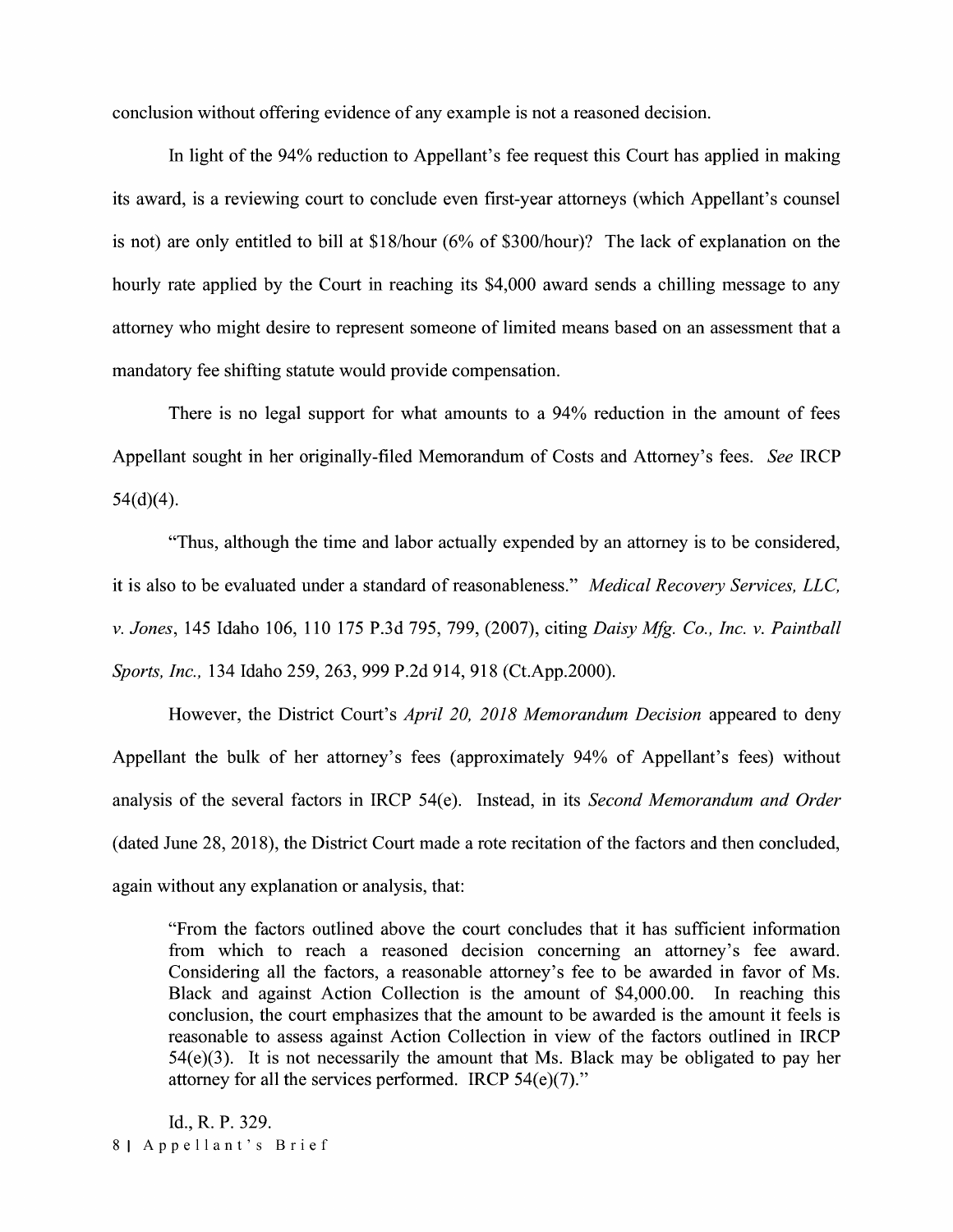conclusion without offering evidence of any example is not a reasoned decision.

In light of the 94% reduction to Appellant's fee request this Court has applied in making its award, is a reviewing court to conclude even first-year attorneys (which Appellant's counsel is not) are only entitled to bill at $18/hour (6% of $300/hour)? The lack of explanation on the hourly rate applied by the Court in reaching its $4,000 award sends a chilling message to any attorney who might desire to represent someone of limited means based on an assessment that a mandatory fee shifting statute would provide compensation.

There is no legal support for what amounts to a 94% reduction in the amount of fees Appellant sought in her originally-filed Memorandum of Costs and Attorney's fees. *See* IRCP 54(d)(4).

"Thus, although the time and labor actually expended by an attorney is to be considered, it is also to be evaluated under a standard of reasonableness." *Medical Recovery Services, LLC, v. Jones*, 145 Idaho 106, 110 175 P.3d 795, 799, (2007), citing *Daisy Mfg. Co., Inc. v. Paintball Sports, Inc.,* 134 Idaho 259, 263, 999 P.2d 914, 918 (Ct.App.2000).

However, the District Court's *April 20, 2018 Memorandum Decision* appeared to deny Appellant the bulk of her attorney's fees (approximately 94% of Appellant's fees) without analysis of the several factors in IRCP 54(e). Instead, in its *Second Memorandum and Order* (dated June 28, 2018), the District Court made a rote recitation of the factors and then concluded, again without any explanation or analysis, that:

> "From the factors outlined above the court concludes that it has sufficient information from which to reach a reasoned decision concerning an attorney's fee award. Considering all the factors, a reasonable attorney's fee to be awarded in favor of Ms. Black and against Action Collection is the amount of $4,000.00. In reaching this conclusion, the court emphasizes that the amount to be awarded is the amount it feels is reasonable to assess against Action Collection in view of the factors outlined in IRCP 54(e)(3). It is not necessarily the amount that Ms. Black may be obligated to pay her attorney for all the services performed. IRCP 54(e)(7)."

Id., R. P. 329.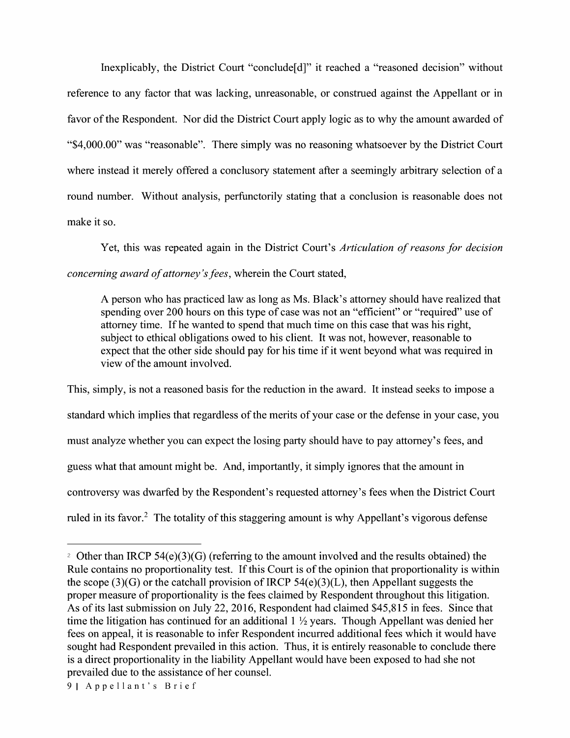Inexplicably, the District Court "conclude[d]" it reached a "reasoned decision" without reference to any factor that was lacking, unreasonable, or construed against the Appellant or in favor of the Respondent. Nor did the District Court apply logic as to why the amount awarded of "$4,000.00" was "reasonable". There simply was no reasoning whatsoever by the District Court where instead it merely offered a conclusory statement after a seemingly arbitrary selection of a round number. Without analysis, perfunctorily stating that a conclusion is reasonable does not make it so.

Yet, this was repeated again in the District Court's *Articulation of reasons for decision concerning award of attorney's fees*, wherein the Court stated,

> A person who has practiced law as long as Ms. Black's attorney should have realized that spending over 200 hours on this type of case was not an "efficient" or "required" use of attorney time. If he wanted to spend that much time on this case that was his right, subject to ethical obligations owed to his client. It was not, however, reasonable to expect that the other side should pay for his time if it went beyond what was required in view of the amount involved.

This, simply, is not a reasoned basis for the reduction in the award. It instead seeks to impose a standard which implies that regardless of the merits of your case or the defense in your case, you must analyze whether you can expect the losing party should have to pay attorney's fees, and guess what that amount might be. And, importantly, it simply ignores that the amount in controversy was dwarfed by the Respondent's requested attorney's fees when the District Court ruled in its favor.[2] The totality of this staggering amount is why Appellant's vigorous defense

---

[2] Other than IRCP 54(e)(3)(G) (referring to the amount involved and the results obtained) the Rule contains no proportionality test. If this Court is of the opinion that proportionality is within the scope (3)(G) or the catchall provision of IRCP 54(e)(3)(L), then Appellant suggests the proper measure of proportionality is the fees claimed by Respondent throughout this litigation. As of its last submission on July 22, 2016, Respondent had claimed $45,815 in fees. Since that time the litigation has continued for an additional 1 ½ years. Though Appellant was denied her fees on appeal, it is reasonable to infer Respondent incurred additional fees which it would have sought had Respondent prevailed in this action. Thus, it is entirely reasonable to conclude there is a direct proportionality in the liability Appellant would have been exposed to had she not prevailed due to the assistance of her counsel.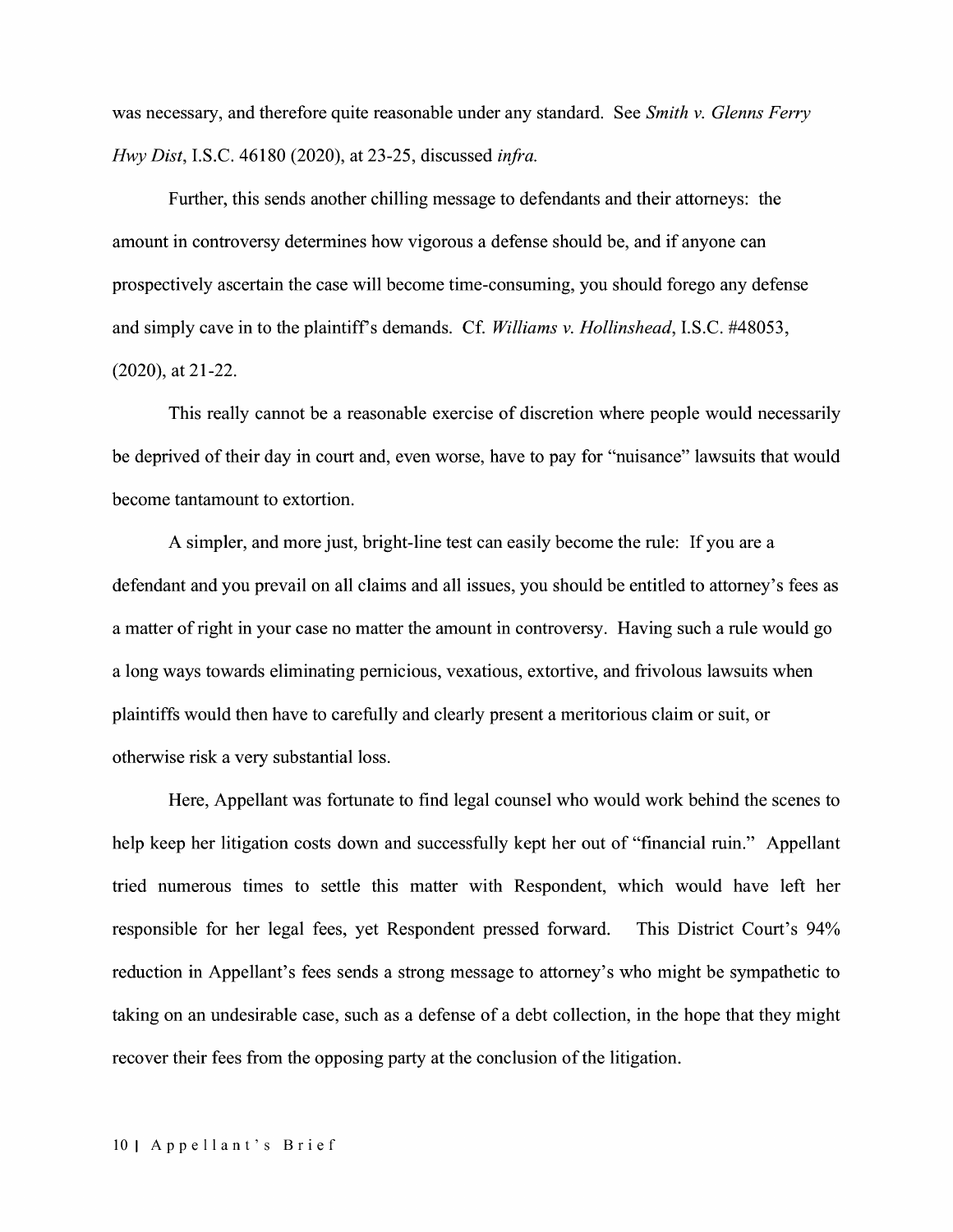was necessary, and therefore quite reasonable under any standard. See *Smith v. Glenns Ferry Hwy Dist*, I.S.C. 46180 (2020), at 23-25, discussed *infra.*

Further, this sends another chilling message to defendants and their attorneys: the amount in controversy determines how vigorous a defense should be, and if anyone can prospectively ascertain the case will become time-consuming, you should forego any defense and simply cave in to the plaintiff's demands. Cf. *Williams v. Hollinshead*, I.S.C. #48053, (2020), at 21-22.

This really cannot be a reasonable exercise of discretion where people would necessarily be deprived of their day in court and, even worse, have to pay for "nuisance" lawsuits that would become tantamount to extortion.

A simpler, and more just, bright-line test can easily become the rule: If you are a defendant and you prevail on all claims and all issues, you should be entitled to attorney's fees as a matter of right in your case no matter the amount in controversy. Having such a rule would go a long ways towards eliminating pernicious, vexatious, extortive, and frivolous lawsuits when plaintiffs would then have to carefully and clearly present a meritorious claim or suit, or otherwise risk a very substantial loss.

Here, Appellant was fortunate to find legal counsel who would work behind the scenes to help keep her litigation costs down and successfully kept her out of "financial ruin." Appellant tried numerous times to settle this matter with Respondent, which would have left her responsible for her legal fees, yet Respondent pressed forward. This District Court's 94% reduction in Appellant's fees sends a strong message to attorney's who might be sympathetic to taking on an undesirable case, such as a defense of a debt collection, in the hope that they might recover their fees from the opposing party at the conclusion of the litigation.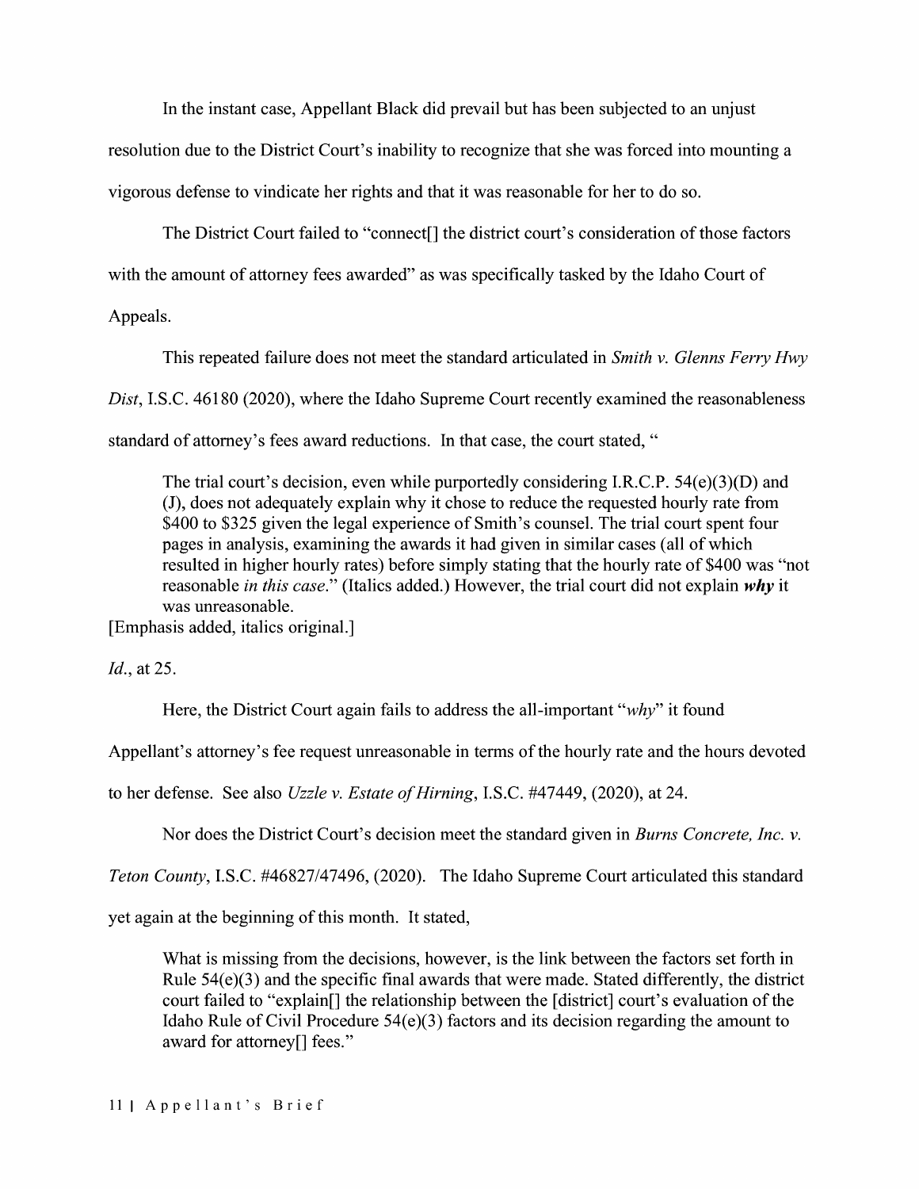In the instant case, Appellant Black did prevail but has been subjected to an unjust resolution due to the District Court's inability to recognize that she was forced into mounting a vigorous defense to vindicate her rights and that it was reasonable for her to do so.

The District Court failed to "connect[] the district court's consideration of those factors with the amount of attorney fees awarded" as was specifically tasked by the Idaho Court of Appeals.

This repeated failure does not meet the standard articulated in *Smith v. Glenns Ferry Hwy Dist*, I.S.C. 46180 (2020), where the Idaho Supreme Court recently examined the reasonableness standard of attorney's fees award reductions. In that case, the court stated, "

> The trial court's decision, even while purportedly considering I.R.C.P. 54(e)(3)(D) and (J), does not adequately explain why it chose to reduce the requested hourly rate from \$400 to \$325 given the legal experience of Smith's counsel. The trial court spent four pages in analysis, examining the awards it had given in similar cases (all of which resulted in higher hourly rates) before simply stating that the hourly rate of \$400 was "not reasonable *in this case*." (Italics added.) However, the trial court did not explain ***why*** it was unreasonable.

[Emphasis added, italics original.]

*Id.*, at 25.

Here, the District Court again fails to address the all-important "*why*" it found Appellant's attorney's fee request unreasonable in terms of the hourly rate and the hours devoted to her defense. See also *Uzzle v. Estate of Hirning*, I.S.C. #47449, (2020), at 24.

Nor does the District Court's decision meet the standard given in *Burns Concrete, Inc. v. Teton County*, I.S.C. #46827/47496, (2020). The Idaho Supreme Court articulated this standard yet again at the beginning of this month. It stated,

> What is missing from the decisions, however, is the link between the factors set forth in Rule 54(e)(3) and the specific final awards that were made. Stated differently, the district court failed to "explain[] the relationship between the [district] court's evaluation of the Idaho Rule of Civil Procedure 54(e)(3) factors and its decision regarding the amount to award for attorney[] fees."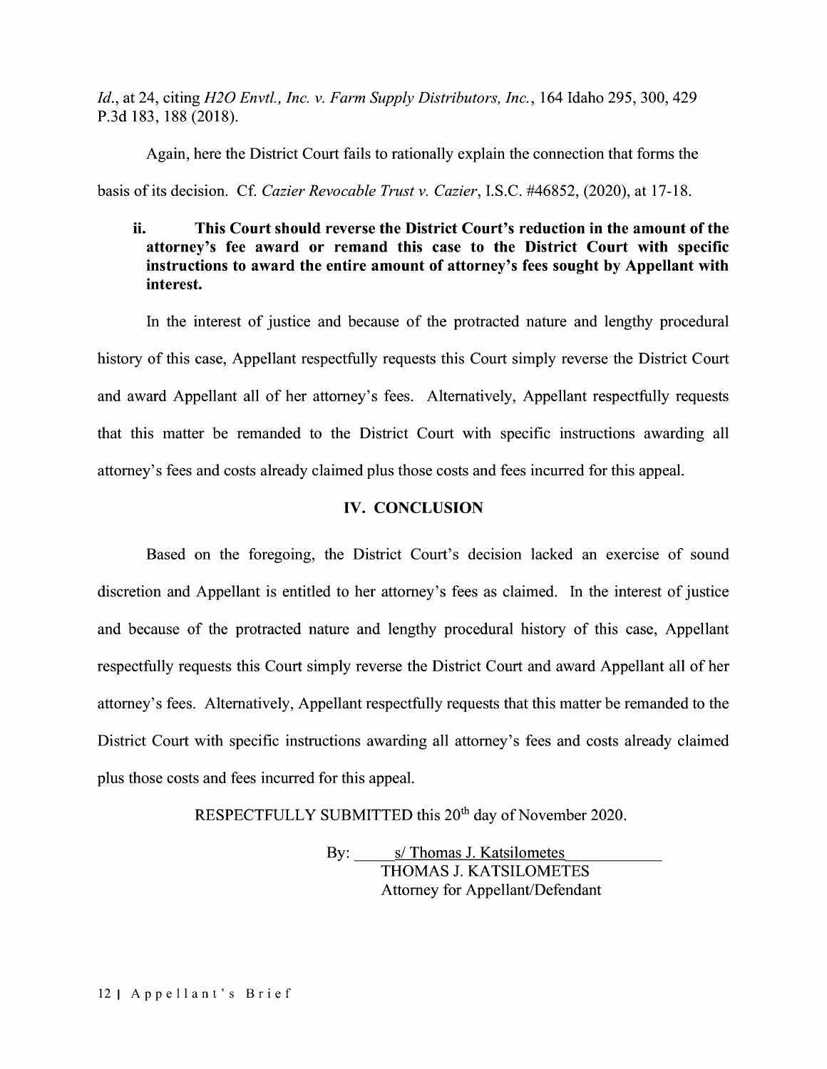*Id.*, at 24, citing *H2O Envtl., Inc. v. Farm Supply Distributors, Inc.*, 164 Idaho 295, 300, 429 P.3d 183, 188 (2018).

Again, here the District Court fails to rationally explain the connection that forms the basis of its decision. Cf. *Cazier Revocable Trust v. Cazier*, I.S.C. #46852, (2020), at 17-18.

### ii. This Court should reverse the District Court's reduction in the amount of the attorney's fee award or remand this case to the District Court with specific instructions to award the entire amount of attorney's fees sought by Appellant with interest.

In the interest of justice and because of the protracted nature and lengthy procedural history of this case, Appellant respectfully requests this Court simply reverse the District Court and award Appellant all of her attorney's fees. Alternatively, Appellant respectfully requests that this matter be remanded to the District Court with specific instructions awarding all attorney's fees and costs already claimed plus those costs and fees incurred for this appeal.

## IV. CONCLUSION

Based on the foregoing, the District Court's decision lacked an exercise of sound discretion and Appellant is entitled to her attorney's fees as claimed. In the interest of justice and because of the protracted nature and lengthy procedural history of this case, Appellant respectfully requests this Court simply reverse the District Court and award Appellant all of her attorney's fees. Alternatively, Appellant respectfully requests that this matter be remanded to the District Court with specific instructions awarding all attorney's fees and costs already claimed plus those costs and fees incurred for this appeal.

RESPECTFULLY SUBMITTED this 20th day of November 2020.

By: s/ Thomas J. Katsilometes
THOMAS J. KATSILOMETES
Attorney for Appellant/Defendant